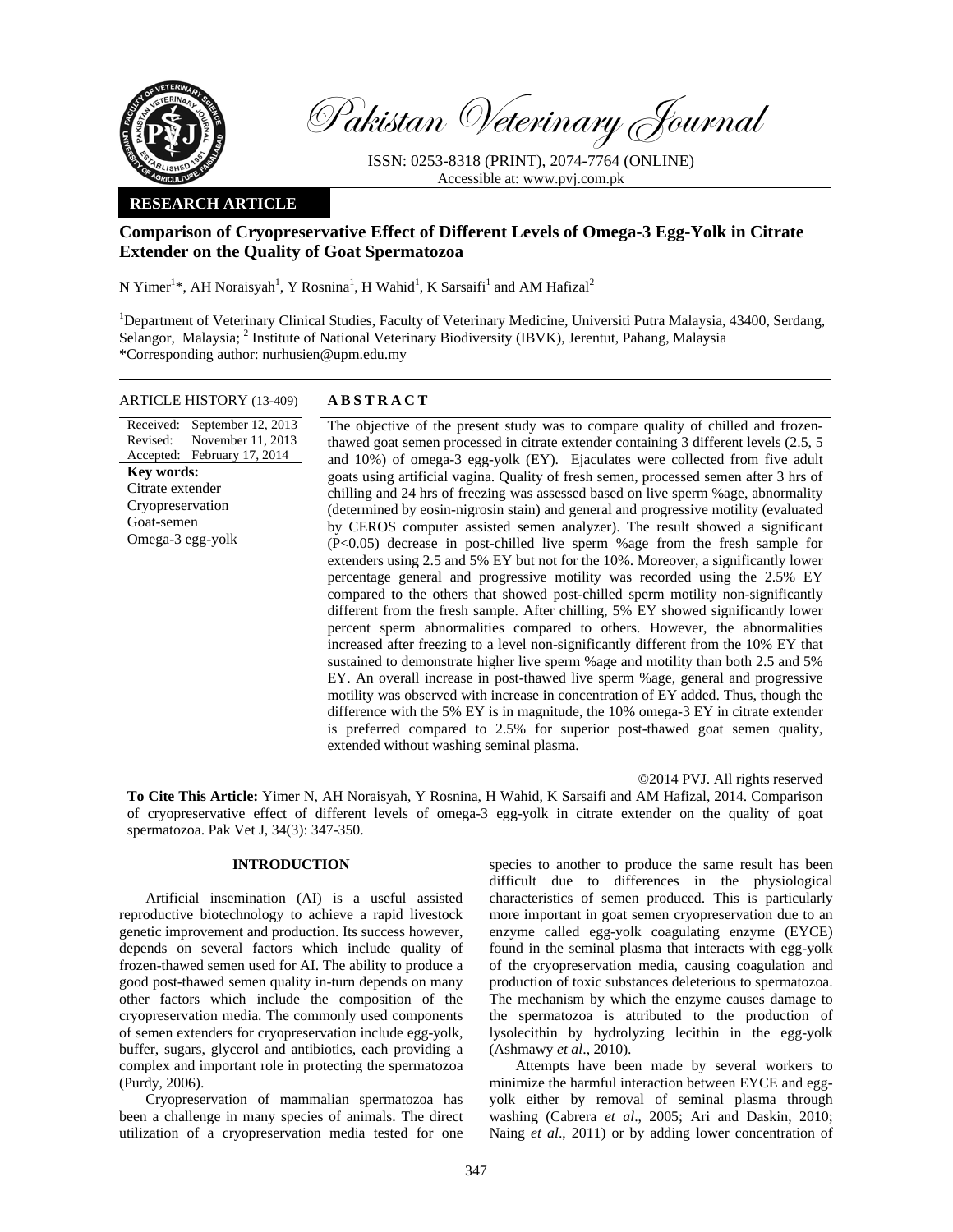Pakistan Veterinary Journal

ISSN: 0253-8318 (PRINT), 2074-7764 (ONLINE)
Accessible at: www.pvj.com.pk

**RESEARCH ARTICLE**

# Comparison of Cryopreservative Effect of Different Levels of Omega-3 Egg-Yolk in Citrate Extender on the Quality of Goat Spermatozoa

N Yimer[1]*, AH Noraisyah[1], Y Rosnina[1], H Wahid[1], K Sarsaifi[1] and AM Hafizal[2]

[1]Department of Veterinary Clinical Studies, Faculty of Veterinary Medicine, Universiti Putra Malaysia, 43400, Serdang, Selangor, Malaysia; [2] Institute of National Veterinary Biodiversity (IBVK), Jerentut, Pahang, Malaysia
*Corresponding author: nurhusien@upm.edu.my

**ARTICLE HISTORY** (13-409)

Received: September 12, 2013
Revised: November 11, 2013
Accepted: February 17, 2014

**Key words:**
Citrate extender
Cryopreservation
Goat-semen
Omega-3 egg-yolk

## ABSTRACT

The objective of the present study was to compare quality of chilled and frozen-thawed goat semen processed in citrate extender containing 3 different levels (2.5, 5 and 10%) of omega-3 egg-yolk (EY). Ejaculates were collected from five adult goats using artificial vagina. Quality of fresh semen, processed semen after 3 hrs of chilling and 24 hrs of freezing was assessed based on live sperm %age, abnormality (determined by eosin-nigrosin stain) and general and progressive motility (evaluated by CEROS computer assisted semen analyzer). The result showed a significant ($P<0.05$) decrease in post-chilled live sperm %age from the fresh sample for extenders using 2.5 and 5% EY but not for the 10%. Moreover, a significantly lower percentage general and progressive motility was recorded using the 2.5% EY compared to the others that showed post-chilled sperm motility non-significantly different from the fresh sample. After chilling, 5% EY showed significantly lower percent sperm abnormalities compared to others. However, the abnormalities increased after freezing to a level non-significantly different from the 10% EY that sustained to demonstrate higher live sperm %age and motility than both 2.5 and 5% EY. An overall increase in post-thawed live sperm %age, general and progressive motility was observed with increase in concentration of EY added. Thus, though the difference with the 5% EY is in magnitude, the 10% omega-3 EY in citrate extender is preferred compared to 2.5% for superior post-thawed goat semen quality, extended without washing seminal plasma.

©2014 PVJ. All rights reserved

**To Cite This Article:** Yimer N, AH Noraisyah, Y Rosnina, H Wahid, K Sarsaifi and AM Hafizal, 2014. Comparison of cryopreservative effect of different levels of omega-3 egg-yolk in citrate extender on the quality of goat spermatozoa. Pak Vet J, 34(3): 347-350.

## INTRODUCTION

Artificial insemination (AI) is a useful assisted reproductive biotechnology to achieve a rapid livestock genetic improvement and production. Its success however, depends on several factors which include quality of frozen-thawed semen used for AI. The ability to produce a good post-thawed semen quality in-turn depends on many other factors which include the composition of the cryopreservation media. The commonly used components of semen extenders for cryopreservation include egg-yolk, buffer, sugars, glycerol and antibiotics, each providing a complex and important role in protecting the spermatozoa (Purdy, 2006).

Cryopreservation of mammalian spermatozoa has been a challenge in many species of animals. The direct utilization of a cryopreservation media tested for one species to another to produce the same result has been difficult due to differences in the physiological characteristics of semen produced. This is particularly more important in goat semen cryopreservation due to an enzyme called egg-yolk coagulating enzyme (EYCE) found in the seminal plasma that interacts with egg-yolk of the cryopreservation media, causing coagulation and production of toxic substances deleterious to spermatozoa. The mechanism by which the enzyme causes damage to the spermatozoa is attributed to the production of lysolecithin by hydrolyzing lecithin in the egg-yolk (Ashmawy *et al*., 2010).

Attempts have been made by several workers to minimize the harmful interaction between EYCE and egg-yolk either by removal of seminal plasma through washing (Cabrera *et al*., 2005; Ari and Daskin, 2010; Naing *et al*., 2011) or by adding lower concentration of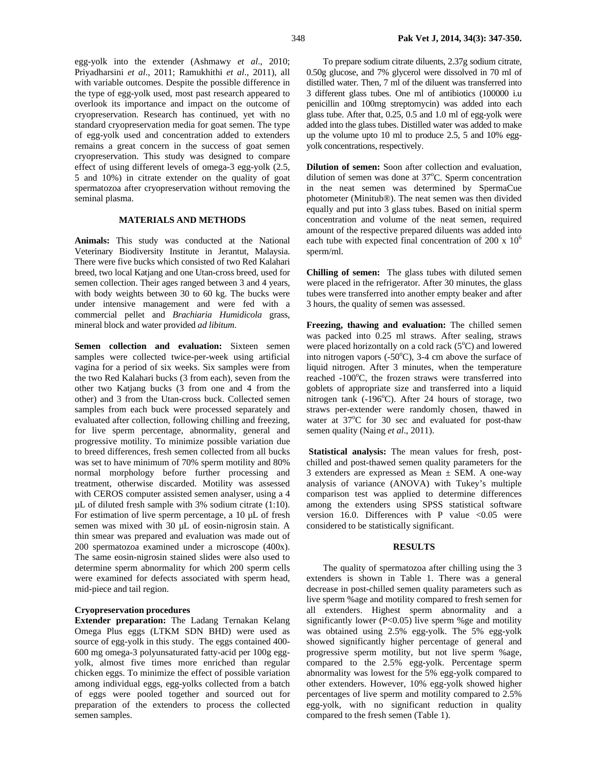egg-yolk into the extender (Ashmawy *et al*., 2010; Priyadharsini *et al*., 2011; Ramukhithi *et al*., 2011), all with variable outcomes. Despite the possible difference in the type of egg-yolk used, most past research appeared to overlook its importance and impact on the outcome of cryopreservation. Research has continued, yet with no standard cryopreservation media for goat semen. The type of egg-yolk used and concentration added to extenders remains a great concern in the success of goat semen cryopreservation. This study was designed to compare effect of using different levels of omega-3 egg-yolk (2.5, 5 and 10%) in citrate extender on the quality of goat spermatozoa after cryopreservation without removing the seminal plasma.

## MATERIALS AND METHODS

**Animals:** This study was conducted at the National Veterinary Biodiversity Institute in Jerantut, Malaysia. There were five bucks which consisted of two Red Kalahari breed, two local Katjang and one Utan-cross breed, used for semen collection. Their ages ranged between 3 and 4 years, with body weights between 30 to 60 kg. The bucks were under intensive management and were fed with a commercial pellet and *Brachiaria Humidicola* grass, mineral block and water provided *ad libitum*.

**Semen collection and evaluation:** Sixteen semen samples were collected twice-per-week using artificial vagina for a period of six weeks. Six samples were from the two Red Kalahari bucks (3 from each), seven from the other two Katjang bucks (3 from one and 4 from the other) and 3 from the Utan-cross buck. Collected semen samples from each buck were processed separately and evaluated after collection, following chilling and freezing, for live sperm percentage, abnormality, general and progressive motility. To minimize possible variation due to breed differences, fresh semen collected from all bucks was set to have minimum of 70% sperm motility and 80% normal morphology before further processing and treatment, otherwise discarded. Motility was assessed with CEROS computer assisted semen analyser, using a 4 µL of diluted fresh sample with 3% sodium citrate (1:10). For estimation of live sperm percentage, a 10 µL of fresh semen was mixed with 30 µL of eosin-nigrosin stain. A thin smear was prepared and evaluation was made out of 200 spermatozoa examined under a microscope (400x). The same eosin-nigrosin stained slides were also used to determine sperm abnormality for which 200 sperm cells were examined for defects associated with sperm head, mid-piece and tail region.

### Cryopreservation procedures

**Extender preparation:** The Ladang Ternakan Kelang Omega Plus eggs (LTKM SDN BHD) were used as source of egg-yolk in this study. The eggs contained 400-600 mg omega-3 polyunsaturated fatty-acid per 100g egg-yolk, almost five times more enriched than regular chicken eggs. To minimize the effect of possible variation among individual eggs, egg-yolks collected from a batch of eggs were pooled together and sourced out for preparation of the extenders to process the collected semen samples.

To prepare sodium citrate diluents, 2.37g sodium citrate, 0.50g glucose, and 7% glycerol were dissolved in 70 ml of distilled water. Then, 7 ml of the diluent was transferred into 3 different glass tubes. One ml of antibiotics (100000 i.u penicillin and 100mg streptomycin) was added into each glass tube. After that, 0.25, 0.5 and 1.0 ml of egg-yolk were added into the glass tubes. Distilled water was added to make up the volume upto 10 ml to produce 2.5, 5 and 10% egg-yolk concentrations, respectively.

**Dilution of semen:** Soon after collection and evaluation, dilution of semen was done at 37°C. Sperm concentration in the neat semen was determined by SpermaCue photometer (Minitub®). The neat semen was then divided equally and put into 3 glass tubes. Based on initial sperm concentration and volume of the neat semen, required amount of the respective prepared diluents was added into each tube with expected final concentration of $200 \times 10^6$ sperm/ml.

**Chilling of semen:** The glass tubes with diluted semen were placed in the refrigerator. After 30 minutes, the glass tubes were transferred into another empty beaker and after 3 hours, the quality of semen was assessed.

**Freezing, thawing and evaluation:** The chilled semen was packed into 0.25 ml straws. After sealing, straws were placed horizontally on a cold rack (5°C) and lowered into nitrogen vapors (-50°C), 3-4 cm above the surface of liquid nitrogen. After 3 minutes, when the temperature reached -100°C, the frozen straws were transferred into goblets of appropriate size and transferred into a liquid nitrogen tank (-196°C). After 24 hours of storage, two straws per-extender were randomly chosen, thawed in water at 37°C for 30 sec and evaluated for post-thaw semen quality (Naing *et al*., 2011).

**Statistical analysis:** The mean values for fresh, post-chilled and post-thawed semen quality parameters for the 3 extenders are expressed as Mean ± SEM. A one-way analysis of variance (ANOVA) with Tukey's multiple comparison test was applied to determine differences among the extenders using SPSS statistical software version 16.0. Differences with P value $<0.05$ were considered to be statistically significant.

## RESULTS

The quality of spermatozoa after chilling using the 3 extenders is shown in Table 1. There was a general decrease in post-chilled semen quality parameters such as live sperm %age and motility compared to fresh semen for all extenders. Highest sperm abnormality and a significantly lower ($P<0.05$) live sperm %age and motility was obtained using 2.5% egg-yolk. The 5% egg-yolk showed significantly higher percentage of general and progressive sperm motility, but not live sperm %age, compared to the 2.5% egg-yolk. Percentage sperm abnormality was lowest for the 5% egg-yolk compared to other extenders. However, 10% egg-yolk showed higher percentages of live sperm and motility compared to 2.5% egg-yolk, with no significant reduction in quality compared to the fresh semen (Table 1).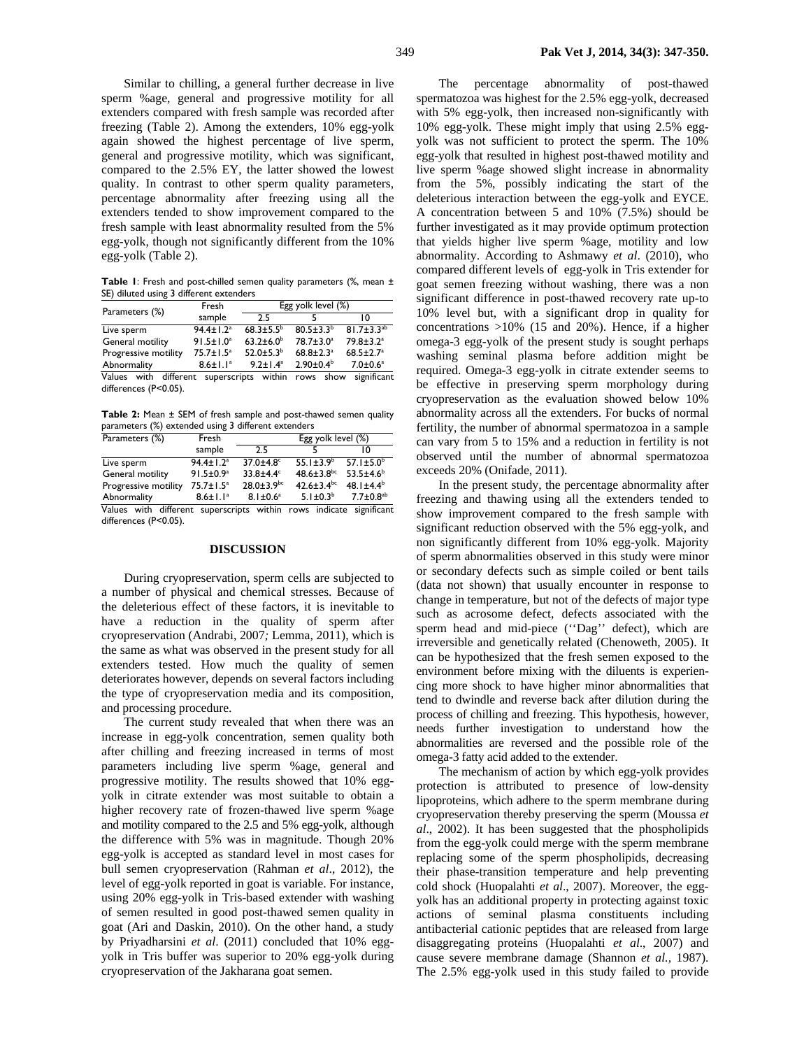Similar to chilling, a general further decrease in live sperm %age, general and progressive motility for all extenders compared with fresh sample was recorded after freezing (Table 2). Among the extenders, 10% egg-yolk again showed the highest percentage of live sperm, general and progressive motility, which was significant, compared to the 2.5% EY, the latter showed the lowest quality. In contrast to other sperm quality parameters, percentage abnormality after freezing using all the extenders tended to show improvement compared to the fresh sample with least abnormality resulted from the 5% egg-yolk, though not significantly different from the 10% egg-yolk (Table 2).

**Table 1**: Fresh and post-chilled semen quality parameters (%, mean ± SE) diluted using 3 different extenders

| Parameters (%) | Fresh sample | Egg yolk level (%) | | |
|---|---|---|---|---|
| | | 2.5 | 5 | 10 |
| Live sperm | 94.4±1.2$^{a}$ | 68.3±5.5$^{b}$ | 80.5±3.3$^{b}$ | 81.7±3.3$^{ab}$ |
| General motility | 91.5±1.0$^{a}$ | 63.2±6.0$^{b}$ | 78.7±3.0$^{a}$ | 79.8±3.2$^{a}$ |
| Progressive motility | 75.7±1.5$^{a}$ | 52.0±5.3$^{b}$ | 68.8±2.3$^{a}$ | 68.5±2.7$^{a}$ |
| Abnormality | 8.6±1.1$^{a}$ | 9.2±1.4$^{a}$ | 2.90±0.4$^{b}$ | 7.0±0.6$^{a}$ |

Values with different superscripts within rows show significant differences (P<0.05).

**Table 2:** Mean ± SEM of fresh sample and post-thawed semen quality parameters (%) extended using 3 different extenders

| Parameters (%) | Fresh sample | Egg yolk level (%) | | |
|---|---|---|---|---|
| | | 2.5 | 5 | 10 |
| Live sperm | 94.4±1.2$^{a}$ | 37.0±4.8$^{c}$ | 55.1±3.9$^{b}$ | 57.1±5.0$^{b}$ |
| General motility | 91.5±0.9$^{a}$ | 33.8±4.4$^{c}$ | 48.6±3.8$^{bc}$ | 53.5±4.6$^{b}$ |
| Progressive motility | 75.7±1.5$^{a}$ | 28.0±3.9$^{bc}$ | 42.6±3.4$^{bc}$ | 48.1±4.4$^{b}$ |
| Abnormality | 8.6±1.1$^{a}$ | 8.1±0.6$^{a}$ | 5.1±0.3$^{b}$ | 7.7±0.8$^{ab}$ |

Values with different superscripts within rows indicate significant differences (P<0.05).

## DISCUSSION

During cryopreservation, sperm cells are subjected to a number of physical and chemical stresses. Because of the deleterious effect of these factors, it is inevitable to have a reduction in the quality of sperm after cryopreservation (Andrabi, 2007*;* Lemma, 2011), which is the same as what was observed in the present study for all extenders tested. How much the quality of semen deteriorates however, depends on several factors including the type of cryopreservation media and its composition, and processing procedure.

The current study revealed that when there was an increase in egg-yolk concentration, semen quality both after chilling and freezing increased in terms of most parameters including live sperm %age, general and progressive motility. The results showed that 10% egg-yolk in citrate extender was most suitable to obtain a higher recovery rate of frozen-thawed live sperm %age and motility compared to the 2.5 and 5% egg-yolk, although the difference with 5% was in magnitude. Though 20% egg-yolk is accepted as standard level in most cases for bull semen cryopreservation (Rahman *et al*., 2012), the level of egg-yolk reported in goat is variable. For instance, using 20% egg-yolk in Tris-based extender with washing of semen resulted in good post-thawed semen quality in goat (Ari and Daskin, 2010). On the other hand, a study by Priyadharsini *et al*. (2011) concluded that 10% egg-yolk in Tris buffer was superior to 20% egg-yolk during cryopreservation of the Jakharana goat semen.

The percentage abnormality of post-thawed spermatozoa was highest for the 2.5% egg-yolk, decreased with 5% egg-yolk, then increased non-significantly with 10% egg-yolk. These might imply that using 2.5% egg-yolk was not sufficient to protect the sperm. The 10% egg-yolk that resulted in highest post-thawed motility and live sperm %age showed slight increase in abnormality from the 5%, possibly indicating the start of the deleterious interaction between the egg-yolk and EYCE. A concentration between 5 and 10% (7.5%) should be further investigated as it may provide optimum protection that yields higher live sperm %age, motility and low abnormality. According to Ashmawy *et al*. (2010), who compared different levels of egg-yolk in Tris extender for goat semen freezing without washing, there was a non significant difference in post-thawed recovery rate up-to 10% level but, with a significant drop in quality for concentrations >10% (15 and 20%). Hence, if a higher omega-3 egg-yolk of the present study is sought perhaps washing seminal plasma before addition might be required. Omega-3 egg-yolk in citrate extender seems to be effective in preserving sperm morphology during cryopreservation as the evaluation showed below 10% abnormality across all the extenders. For bucks of normal fertility, the number of abnormal spermatozoa in a sample can vary from 5 to 15% and a reduction in fertility is not observed until the number of abnormal spermatozoa exceeds 20% (Onifade, 2011).

In the present study, the percentage abnormality after freezing and thawing using all the extenders tended to show improvement compared to the fresh sample with significant reduction observed with the 5% egg-yolk, and non significantly different from 10% egg-yolk. Majority of sperm abnormalities observed in this study were minor or secondary defects such as simple coiled or bent tails (data not shown) that usually encounter in response to change in temperature, but not of the defects of major type such as acrosome defect, defects associated with the sperm head and mid-piece (''Dag'' defect), which are irreversible and genetically related (Chenoweth, 2005). It can be hypothesized that the fresh semen exposed to the environment before mixing with the diluents is experiencing more shock to have higher minor abnormalities that tend to dwindle and reverse back after dilution during the process of chilling and freezing. This hypothesis, however, needs further investigation to understand how the abnormalities are reversed and the possible role of the omega-3 fatty acid added to the extender.

The mechanism of action by which egg-yolk provides protection is attributed to presence of low-density lipoproteins, which adhere to the sperm membrane during cryopreservation thereby preserving the sperm (Moussa *et al*., 2002). It has been suggested that the phospholipids from the egg-yolk could merge with the sperm membrane replacing some of the sperm phospholipids, decreasing their phase-transition temperature and help preventing cold shock (Huopalahti *et al*., 2007). Moreover, the egg-yolk has an additional property in protecting against toxic actions of seminal plasma constituents including antibacterial cationic peptides that are released from large disaggregating proteins (Huopalahti *et al*., 2007) and cause severe membrane damage (Shannon *et al.,* 1987). The 2.5% egg-yolk used in this study failed to provide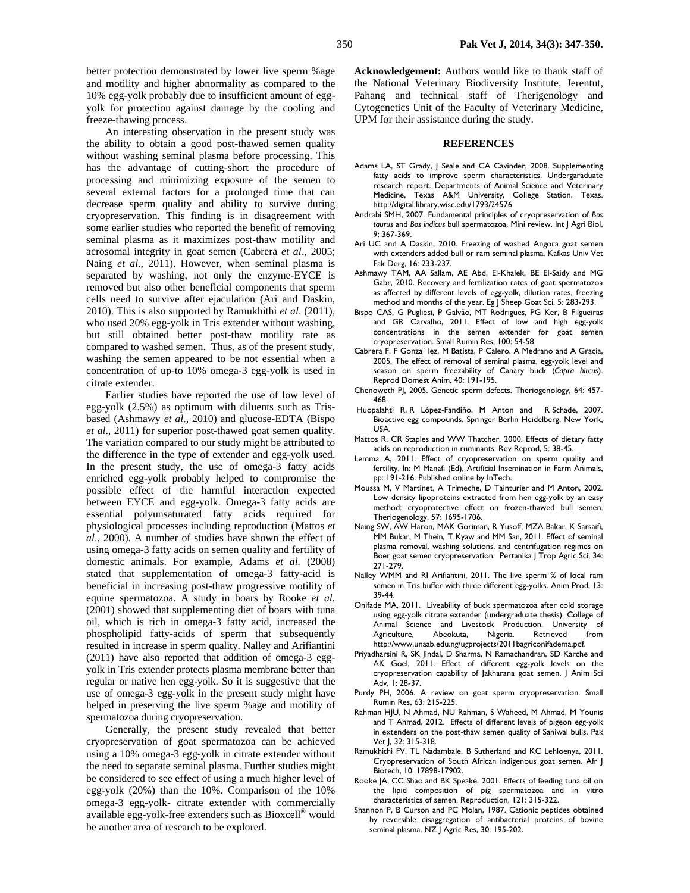better protection demonstrated by lower live sperm %age and motility and higher abnormality as compared to the 10% egg-yolk probably due to insufficient amount of egg-yolk for protection against damage by the cooling and freeze-thawing process.

An interesting observation in the present study was the ability to obtain a good post-thawed semen quality without washing seminal plasma before processing. This has the advantage of cutting-short the procedure of processing and minimizing exposure of the semen to several external factors for a prolonged time that can decrease sperm quality and ability to survive during cryopreservation. This finding is in disagreement with some earlier studies who reported the benefit of removing seminal plasma as it maximizes post-thaw motility and acrosomal integrity in goat semen (Cabrera *et al*., 2005; Naing *et al*., 2011). However, when seminal plasma is separated by washing, not only the enzyme-EYCE is removed but also other beneficial components that sperm cells need to survive after ejaculation (Ari and Daskin, 2010). This is also supported by Ramukhithi *et al*. (2011), who used 20% egg-yolk in Tris extender without washing, but still obtained better post-thaw motility rate as compared to washed semen. Thus, as of the present study, washing the semen appeared to be not essential when a concentration of up-to 10% omega-3 egg-yolk is used in citrate extender.

Earlier studies have reported the use of low level of egg-yolk (2.5%) as optimum with diluents such as Tris-based (Ashmawy *et al*., 2010) and glucose-EDTA (Bispo *et al*., 2011) for superior post-thawed goat semen quality. The variation compared to our study might be attributed to the difference in the type of extender and egg-yolk used. In the present study, the use of omega-3 fatty acids enriched egg-yolk probably helped to compromise the possible effect of the harmful interaction expected between EYCE and egg-yolk. Omega-3 fatty acids are essential polyunsaturated fatty acids required for physiological processes including reproduction (Mattos *et al*., 2000). A number of studies have shown the effect of using omega-3 fatty acids on semen quality and fertility of domestic animals. For example, Adams *et al.* (2008) stated that supplementation of omega-3 fatty-acid is beneficial in increasing post-thaw progressive motility of equine spermatozoa. A study in boars by Rooke *et al.* (2001) showed that supplementing diet of boars with tuna oil, which is rich in omega-3 fatty acid, increased the phospholipid fatty-acids of sperm that subsequently resulted in increase in sperm quality. Nalley and Arifiantini (2011) have also reported that addition of omega-3 egg-yolk in Tris extender protects plasma membrane better than regular or native hen egg-yolk. So it is suggestive that the use of omega-3 egg-yolk in the present study might have helped in preserving the live sperm %age and motility of spermatozoa during cryopreservation.

Generally, the present study revealed that better cryopreservation of goat spermatozoa can be achieved using a 10% omega-3 egg-yolk in citrate extender without the need to separate seminal plasma. Further studies might be considered to see effect of using a much higher level of egg-yolk (20%) than the 10%. Comparison of the 10% omega-3 egg-yolk- citrate extender with commercially available egg-yolk-free extenders such as Bioxcell® would be another area of research to be explored.

**Acknowledgement:** Authors would like to thank staff of the National Veterinary Biodiversity Institute, Jerentut, Pahang and technical staff of Therigenology and Cytogenetics Unit of the Faculty of Veterinary Medicine, UPM for their assistance during the study.

## REFERENCES

Adams LA, ST Grady, J Seale and CA Cavinder, 2008. Supplementing fatty acids to improve sperm characteristics. Undergaraduate research report. Departments of Animal Science and Veterinary Medicine, Texas A&M University, College Station, Texas. http://digital.library.wisc.edu/1793/24576.

Andrabi SMH, 2007. Fundamental principles of cryopreservation of *Bos taurus* and *Bos indicus* bull spermatozoa. Mini review. Int J Agri Biol, 9: 367-369.

Ari UC and A Daskin, 2010. Freezing of washed Angora goat semen with extenders added bull or ram seminal plasma. Kafkas Univ Vet Fak Derg, 16: 233-237.

Ashmawy TAM, AA Sallam, AE Abd, El-Khalek, BE El-Saidy and MG Gabr, 2010. Recovery and fertilization rates of goat spermatozoa as affected by different levels of egg-yolk, dilution rates, freezing method and months of the year. Eg J Sheep Goat Sci, 5: 283-293.

Bispo CAS, G Pugliesi, P Galvão, MT Rodrigues, PG Ker, B Filgueiras and GR Carvalho, 2011. Effect of low and high egg-yolk concentrations in the semen extender for goat semen cryopreservation. Small Rumin Res, 100: 54-58.

Cabrera F, F Gonza´ lez, M Batista, P Calero, A Medrano and A Gracia, 2005. The effect of removal of seminal plasma, egg-yolk level and season on sperm freezability of Canary buck (*Capra hircus*). Reprod Domest Anim, 40: 191-195.

Chenoweth PJ, 2005. Genetic sperm defects. Theriogenology, 64: 457-468.

Huopalahti R, R López-Fandiño, M Anton and R Schade, 2007. Bioactive egg compounds. Springer Berlin Heidelberg, New York, USA.

Mattos R, CR Staples and WW Thatcher, 2000. Effects of dietary fatty acids on reproduction in ruminants. Rev Reprod, 5: 38-45.

Lemma A, 2011. Effect of cryopreservation on sperm quality and fertility. In: M Manafi (Ed), Artificial Insemination in Farm Animals, pp: 191-216. Published online by InTech.

Moussa M, V Martinet, A Trimeche, D Tainturier and M Anton, 2002. Low density lipoproteins extracted from hen egg-yolk by an easy method: cryoprotective effect on frozen-thawed bull semen. Theriogenology, 57: 1695-1706.

Naing SW, AW Haron, MAK Goriman, R Yusoff, MZA Bakar, K Sarsaifi, MM Bukar, M Thein, T Kyaw and MM San, 2011. Effect of seminal plasma removal, washing solutions, and centrifugation regimes on Boer goat semen cryopreservation. Pertanika J Trop Agric Sci, 34: 271-279.

Nalley WMM and RI Arifiantini, 2011. The live sperm % of local ram semen in Tris buffer with three different egg-yolks. Anim Prod, 13: 39-44.

Onifade MA, 2011. Liveability of buck spermatozoa after cold storage using egg-yolk citrate extender (undergraduate thesis). College of Animal Science and Livestock Production, University of Agriculture, Abeokuta, Nigeria. Retrieved from http://www.unaab.edu.ng/ugprojects/2011bagriconifadema.pdf.

Priyadharsini R, SK Jindal, D Sharma, N Ramachandran, SD Karche and AK Goel, 2011. Effect of different egg-yolk levels on the cryopreservation capability of Jakharana goat semen. J Anim Sci Adv, 1: 28-37.

Purdy PH, 2006. A review on goat sperm cryopreservation. Small Rumin Res, 63: 215-225.

Rahman HJU, N Ahmad, NU Rahman, S Waheed, M Ahmad, M Younis and T Ahmad, 2012. Effects of different levels of pigeon egg-yolk in extenders on the post-thaw semen quality of Sahiwal bulls. Pak Vet J, 32: 315-318.

Ramukhithi FV, TL Nadambale, B Sutherland and KC Lehloenya, 2011. Cryopreservation of South African indigenous goat semen. Afr J Biotech, 10: 17898-17902.

Rooke JA, CC Shao and BK Speake, 2001. Effects of feeding tuna oil on the lipid composition of pig spermatozoa and in vitro characteristics of semen. Reproduction, 121: 315-322.

Shannon P, B Curson and PC Molan, 1987. Cationic peptides obtained by reversible disaggregation of antibacterial proteins of bovine seminal plasma. NZ J Agric Res, 30: 195-202.